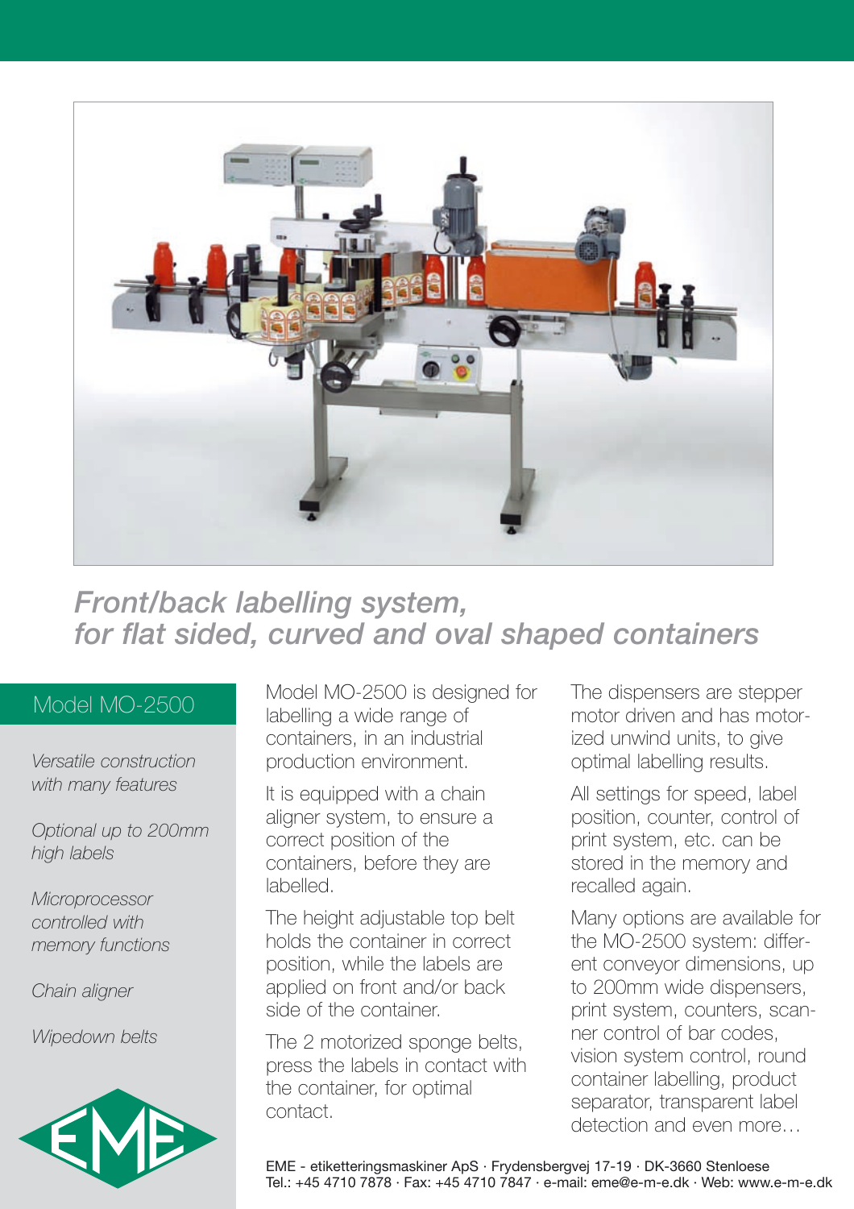# *Front/back labelling system, for flat sided, curved and oval shaped containers*

## Model MO-2500

*Versatile construction with many features*

*Optional up to 200mm high labels*

*Microprocessor controlled with memory functions*

*Chain aligner*

*Wipedown belts*

Model MO-2500 is designed for labelling a wide range of containers, in an industrial production environment.

It is equipped with a chain aligner system, to ensure a correct position of the containers, before they are labelled.

The height adjustable top belt holds the container in correct position, while the labels are applied on front and/or back side of the container.

The 2 motorized sponge belts, press the labels in contact with the container, for optimal contact.

The dispensers are stepper motor driven and has motorized unwind units, to give optimal labelling results.

All settings for speed, label position, counter, control of print system, etc. can be stored in the memory and recalled again.

Many options are available for the MO-2500 system: different conveyor dimensions, up to 200mm wide dispensers, print system, counters, scanner control of bar codes, vision system control, round container labelling, product separator, transparent label detection and even more…

EME - etiketteringsmaskiner ApS · Frydensbergvej 17-19 · DK-3660 Stenloese
Tel.: +45 4710 7878 · Fax: +45 4710 7847 · e-mail: eme@e-m-e.dk · Web: www.e-m-e.dk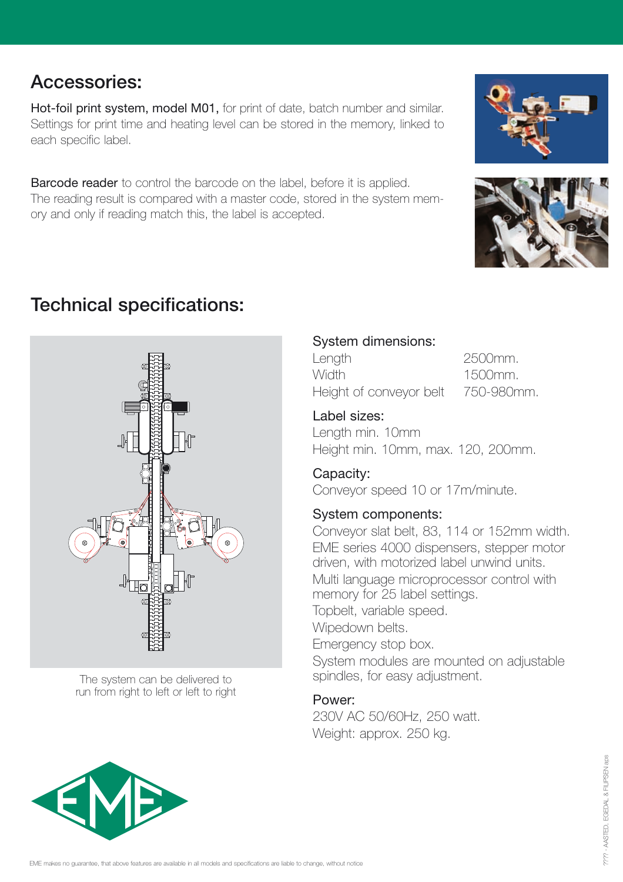## Accessories:

**Hot-foil print system, model M01,** for print of date, batch number and similar. Settings for print time and heating level can be stored in the memory, linked to each specific label.

**Barcode reader** to control the barcode on the label, before it is applied. The reading result is compared with a master code, stored in the system memory and only if reading match this, the label is accepted.

## Technical specifications:

The system can be delivered to run from right to left or left to right

### System dimensions:

| | |
|---|---|
| Length | 2500mm. |
| Width | 1500mm. |
| Height of conveyor belt | 750-980mm. |

### Label sizes:

Length min. 10mm
Height min. 10mm, max. 120, 200mm.

### Capacity:

Conveyor speed 10 or 17m/minute.

### System components:

Conveyor slat belt, 83, 114 or 152mm width.
EME series 4000 dispensers, stepper motor driven, with motorized label unwind units.
Multi language microprocessor control with memory for 25 label settings.
Topbelt, variable speed.
Wipedown belts.
Emergency stop box.
System modules are mounted on adjustable spindles, for easy adjustment.

### Power:

230V AC 50/60Hz, 250 watt.
Weight: approx. 250 kg.

EME

EME makes no guarantee, that above features are available in all models and specifications are liable to change, without notice

???? · AASTED, EGEDAL & FILIPSEN aps